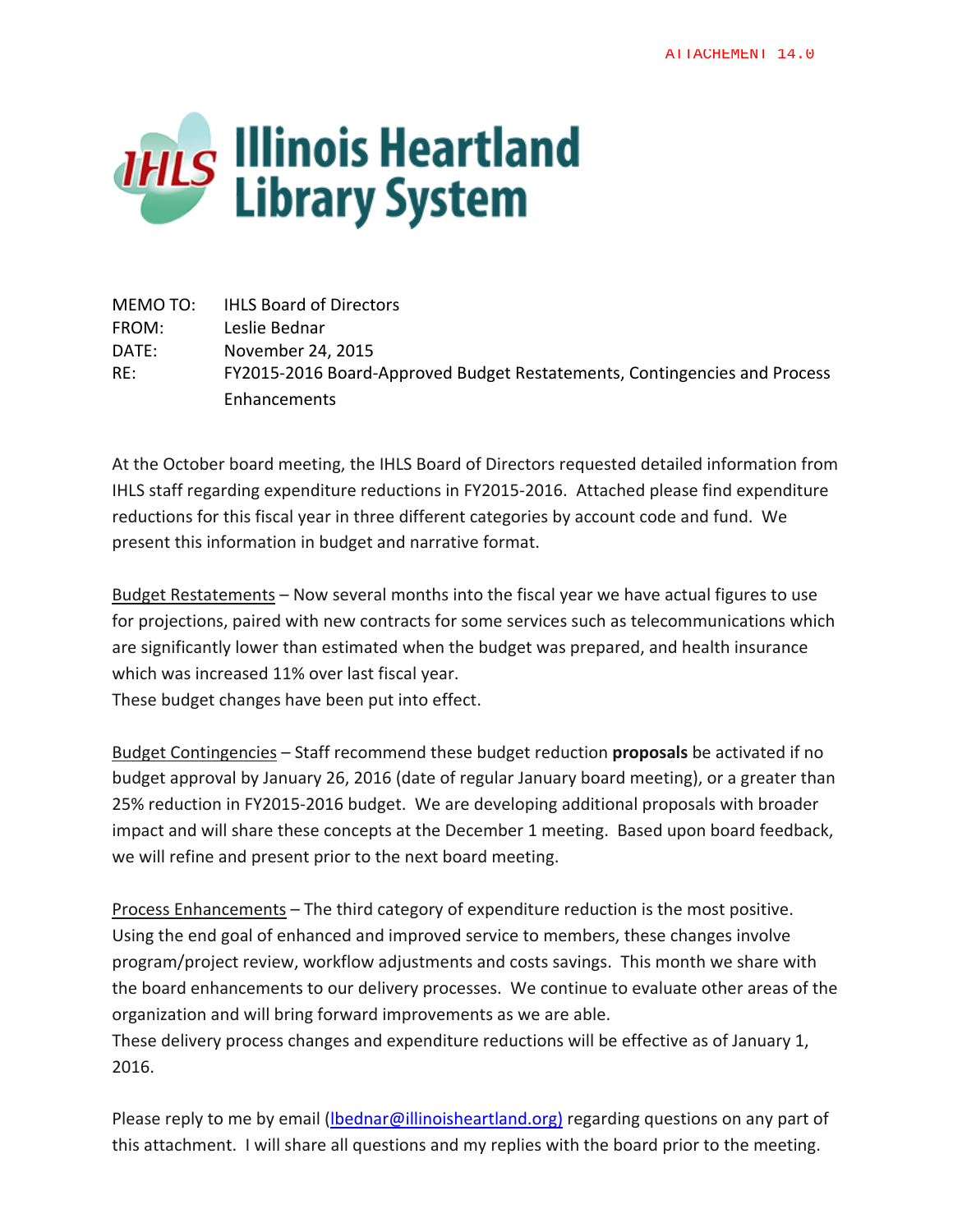ATTACHEMENT 14.0

# Illinois Heartland Library System

MEMO TO: IHLS Board of Directors
FROM: Leslie Bednar
DATE: November 24, 2015
RE: FY2015-2016 Board-Approved Budget Restatements, Contingencies and Process Enhancements

At the October board meeting, the IHLS Board of Directors requested detailed information from IHLS staff regarding expenditure reductions in FY2015-2016. Attached please find expenditure reductions for this fiscal year in three different categories by account code and fund. We present this information in budget and narrative format.

Budget Restatements – Now several months into the fiscal year we have actual figures to use for projections, paired with new contracts for some services such as telecommunications which are significantly lower than estimated when the budget was prepared, and health insurance which was increased 11% over last fiscal year.
These budget changes have been put into effect.

Budget Contingencies – Staff recommend these budget reduction **proposals** be activated if no budget approval by January 26, 2016 (date of regular January board meeting), or a greater than 25% reduction in FY2015-2016 budget. We are developing additional proposals with broader impact and will share these concepts at the December 1 meeting. Based upon board feedback, we will refine and present prior to the next board meeting.

Process Enhancements – The third category of expenditure reduction is the most positive. Using the end goal of enhanced and improved service to members, these changes involve program/project review, workflow adjustments and costs savings. This month we share with the board enhancements to our delivery processes. We continue to evaluate other areas of the organization and will bring forward improvements as we are able.
These delivery process changes and expenditure reductions will be effective as of January 1, 2016.

Please reply to me by email (lbednar@illinoisheartland.org) regarding questions on any part of this attachment. I will share all questions and my replies with the board prior to the meeting.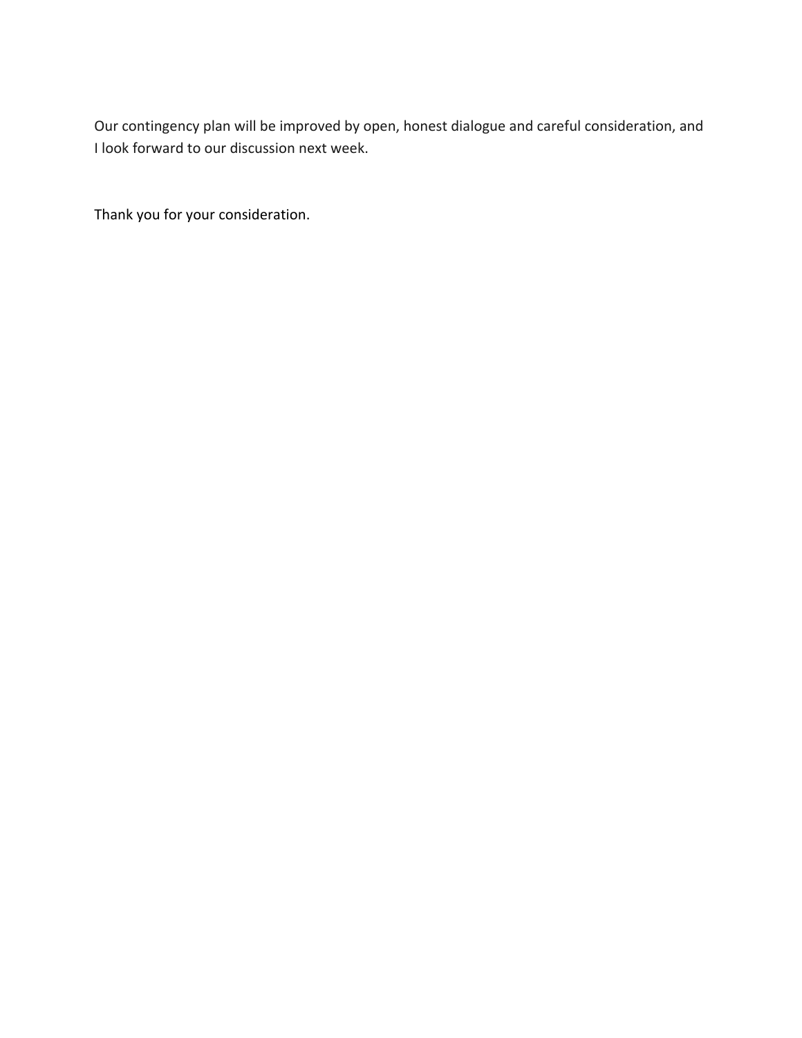Our contingency plan will be improved by open, honest dialogue and careful consideration, and I look forward to our discussion next week.

Thank you for your consideration.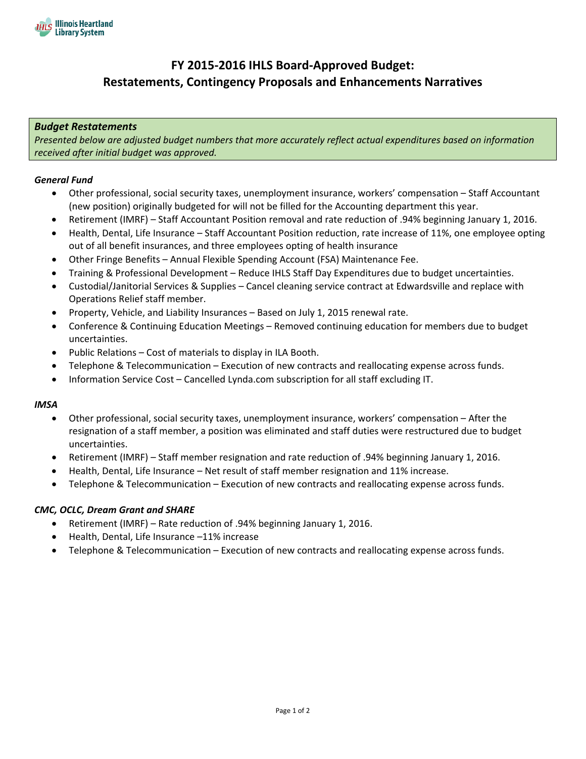# FY 2015-2016 IHLS Board-Approved Budget: Restatements, Contingency Proposals and Enhancements Narratives

***Budget Restatements***

*Presented below are adjusted budget numbers that more accurately reflect actual expenditures based on information received after initial budget was approved.*

***General Fund***

- Other professional, social security taxes, unemployment insurance, workers' compensation – Staff Accountant (new position) originally budgeted for will not be filled for the Accounting department this year.
- Retirement (IMRF) – Staff Accountant Position removal and rate reduction of .94% beginning January 1, 2016.
- Health, Dental, Life Insurance – Staff Accountant Position reduction, rate increase of 11%, one employee opting out of all benefit insurances, and three employees opting of health insurance
- Other Fringe Benefits – Annual Flexible Spending Account (FSA) Maintenance Fee.
- Training & Professional Development – Reduce IHLS Staff Day Expenditures due to budget uncertainties.
- Custodial/Janitorial Services & Supplies – Cancel cleaning service contract at Edwardsville and replace with Operations Relief staff member.
- Property, Vehicle, and Liability Insurances – Based on July 1, 2015 renewal rate.
- Conference & Continuing Education Meetings – Removed continuing education for members due to budget uncertainties.
- Public Relations – Cost of materials to display in ILA Booth.
- Telephone & Telecommunication – Execution of new contracts and reallocating expense across funds.
- Information Service Cost – Cancelled Lynda.com subscription for all staff excluding IT.

***IMSA***

- Other professional, social security taxes, unemployment insurance, workers' compensation – After the resignation of a staff member, a position was eliminated and staff duties were restructured due to budget uncertainties.
- Retirement (IMRF) – Staff member resignation and rate reduction of .94% beginning January 1, 2016.
- Health, Dental, Life Insurance – Net result of staff member resignation and 11% increase.
- Telephone & Telecommunication – Execution of new contracts and reallocating expense across funds.

***CMC, OCLC, Dream Grant and SHARE***

- Retirement (IMRF) – Rate reduction of .94% beginning January 1, 2016.
- Health, Dental, Life Insurance –11% increase
- Telephone & Telecommunication – Execution of new contracts and reallocating expense across funds.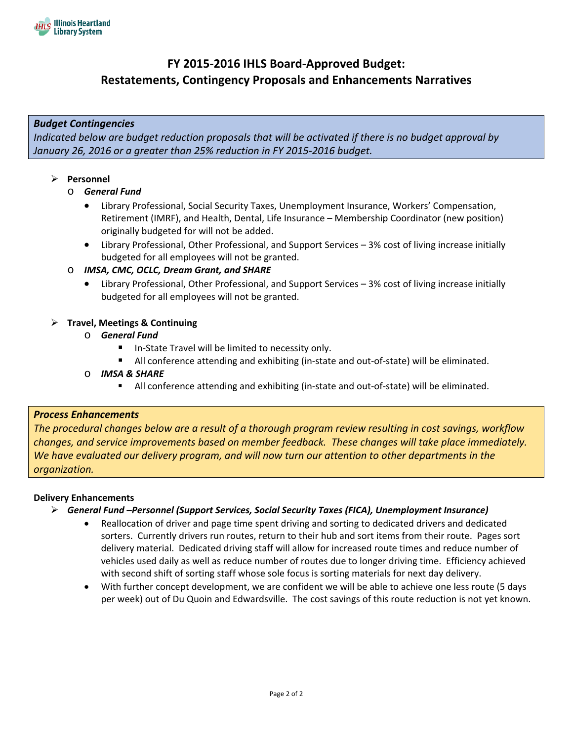# FY 2015-2016 IHLS Board-Approved Budget: Restatements, Contingency Proposals and Enhancements Narratives

***Budget Contingencies***

*Indicated below are budget reduction proposals that will be activated if there is no budget approval by January 26, 2016 or a greater than 25% reduction in FY 2015-2016 budget.*

- **Personnel**
  - ***General Fund***
    - Library Professional, Social Security Taxes, Unemployment Insurance, Workers' Compensation, Retirement (IMRF), and Health, Dental, Life Insurance – Membership Coordinator (new position) originally budgeted for will not be added.
    - Library Professional, Other Professional, and Support Services – 3% cost of living increase initially budgeted for all employees will not be granted.
  - ***IMSA, CMC, OCLC, Dream Grant, and SHARE***
    - Library Professional, Other Professional, and Support Services – 3% cost of living increase initially budgeted for all employees will not be granted.

- **Travel, Meetings & Continuing**
  - ***General Fund***
    - In-State Travel will be limited to necessity only.
    - All conference attending and exhibiting (in-state and out-of-state) will be eliminated.
  - ***IMSA & SHARE***
    - All conference attending and exhibiting (in-state and out-of-state) will be eliminated.

***Process Enhancements***

*The procedural changes below are a result of a thorough program review resulting in cost savings, workflow changes, and service improvements based on member feedback. These changes will take place immediately. We have evaluated our delivery program, and will now turn our attention to other departments in the organization.*

**Delivery Enhancements**

- ***General Fund –Personnel (Support Services, Social Security Taxes (FICA), Unemployment Insurance)***
  - Reallocation of driver and page time spent driving and sorting to dedicated drivers and dedicated sorters. Currently drivers run routes, return to their hub and sort items from their route. Pages sort delivery material. Dedicated driving staff will allow for increased route times and reduce number of vehicles used daily as well as reduce number of routes due to longer driving time. Efficiency achieved with second shift of sorting staff whose sole focus is sorting materials for next day delivery.
  - With further concept development, we are confident we will be able to achieve one less route (5 days per week) out of Du Quoin and Edwardsville. The cost savings of this route reduction is not yet known.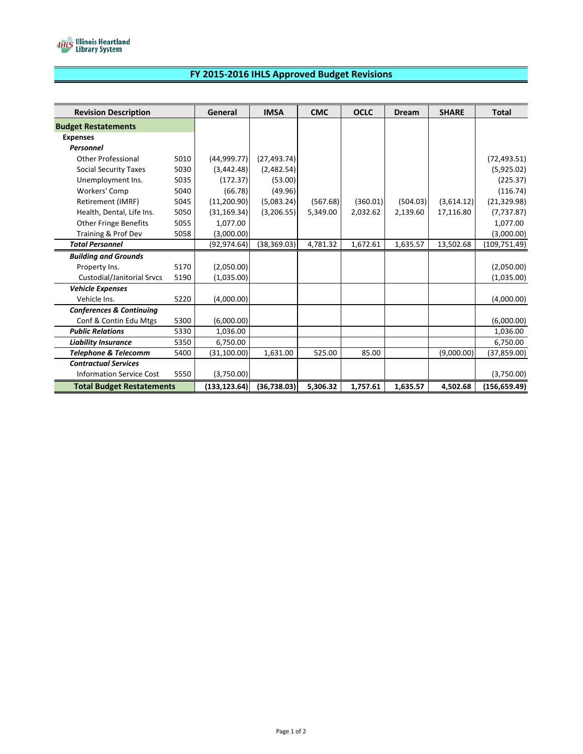Illinois Heartland Library System

# FY 2015-2016 IHLS Approved Budget Revisions

| Revision Description | | General | IMSA | CMC | OCLC | Dream | SHARE | Total |
|---|---|---|---|---|---|---|---|---|
| **Budget Restatements** | | | | | | | | |
| **Expenses** | | | | | | | | |
| ***Personnel*** | | | | | | | | |
| Other Professional | 5010 | (44,999.77) | (27,493.74) | | | | | (72,493.51) |
| Social Security Taxes | 5030 | (3,442.48) | (2,482.54) | | | | | (5,925.02) |
| Unemployment Ins. | 5035 | (172.37) | (53.00) | | | | | (225.37) |
| Workers' Comp | 5040 | (66.78) | (49.96) | | | | | (116.74) |
| Retirement (IMRF) | 5045 | (11,200.90) | (5,083.24) | (567.68) | (360.01) | (504.03) | (3,614.12) | (21,329.98) |
| Health, Dental, Life Ins. | 5050 | (31,169.34) | (3,206.55) | 5,349.00 | 2,032.62 | 2,139.60 | 17,116.80 | (7,737.87) |
| Other Fringe Benefits | 5055 | 1,077.00 | | | | | | 1,077.00 |
| Training & Prof Dev | 5058 | (3,000.00) | | | | | | (3,000.00) |
| ***Total Personnel*** | | (92,974.64) | (38,369.03) | 4,781.32 | 1,672.61 | 1,635.57 | 13,502.68 | (109,751.49) |
| ***Building and Grounds*** | | | | | | | | |
| Property Ins. | 5170 | (2,050.00) | | | | | | (2,050.00) |
| Custodial/Janitorial Srvcs | 5190 | (1,035.00) | | | | | | (1,035.00) |
| ***Vehicle Expenses*** | | | | | | | | |
| Vehicle Ins. | 5220 | (4,000.00) | | | | | | (4,000.00) |
| ***Conferences & Continuing*** | | | | | | | | |
| Conf & Contin Edu Mtgs | 5300 | (6,000.00) | | | | | | (6,000.00) |
| ***Public Relations*** | 5330 | 1,036.00 | | | | | | 1,036.00 |
| ***Liability Insurance*** | 5350 | 6,750.00 | | | | | | 6,750.00 |
| ***Telephone & Telecomm*** | 5400 | (31,100.00) | 1,631.00 | 525.00 | 85.00 | | (9,000.00) | (37,859.00) |
| ***Contractual Services*** | | | | | | | | |
| Information Service Cost | 5550 | (3,750.00) | | | | | | (3,750.00) |
| **Total Budget Restatements** | | **(133,123.64)** | **(36,738.03)** | **5,306.32** | **1,757.61** | **1,635.57** | **4,502.68** | **(156,659.49)** |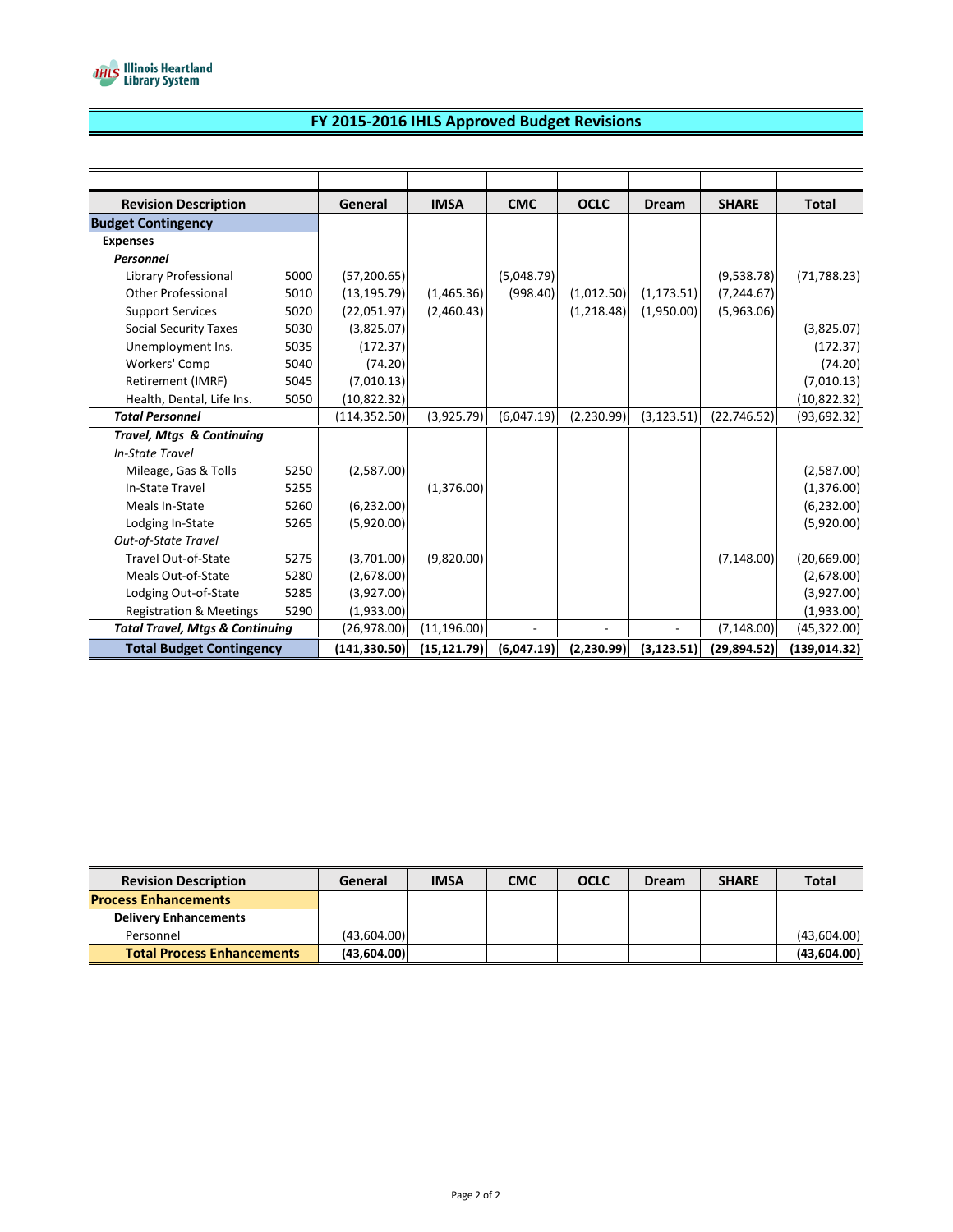Illinois Heartland Library System

# FY 2015-2016 IHLS Approved Budget Revisions

| Revision Description | | General | IMSA | CMC | OCLC | Dream | SHARE | Total |
|---|---|---|---|---|---|---|---|---|
| **Budget Contingency** | | | | | | | | |
| **Expenses** | | | | | | | | |
| ***Personnel*** | | | | | | | | |
| Library Professional | 5000 | (57,200.65) | | (5,048.79) | | | (9,538.78) | (71,788.23) |
| Other Professional | 5010 | (13,195.79) | (1,465.36) | (998.40) | (1,012.50) | (1,173.51) | (7,244.67) | |
| Support Services | 5020 | (22,051.97) | (2,460.43) | | (1,218.48) | (1,950.00) | (5,963.06) | |
| Social Security Taxes | 5030 | (3,825.07) | | | | | | (3,825.07) |
| Unemployment Ins. | 5035 | (172.37) | | | | | | (172.37) |
| Workers' Comp | 5040 | (74.20) | | | | | | (74.20) |
| Retirement (IMRF) | 5045 | (7,010.13) | | | | | | (7,010.13) |
| Health, Dental, Life Ins. | 5050 | (10,822.32) | | | | | | (10,822.32) |
| ***Total Personnel*** | | (114,352.50) | (3,925.79) | (6,047.19) | (2,230.99) | (3,123.51) | (22,746.52) | (93,692.32) |
| ***Travel, Mtgs & Continuing*** | | | | | | | | |
| *In-State Travel* | | | | | | | | |
| Mileage, Gas & Tolls | 5250 | (2,587.00) | | | | | | (2,587.00) |
| In-State Travel | 5255 | | (1,376.00) | | | | | (1,376.00) |
| Meals In-State | 5260 | (6,232.00) | | | | | | (6,232.00) |
| Lodging In-State | 5265 | (5,920.00) | | | | | | (5,920.00) |
| *Out-of-State Travel* | | | | | | | | |
| Travel Out-of-State | 5275 | (3,701.00) | (9,820.00) | | | | (7,148.00) | (20,669.00) |
| Meals Out-of-State | 5280 | (2,678.00) | | | | | | (2,678.00) |
| Lodging Out-of-State | 5285 | (3,927.00) | | | | | | (3,927.00) |
| Registration & Meetings | 5290 | (1,933.00) | | | | | | (1,933.00) |
| ***Total Travel, Mtgs & Continuing*** | | (26,978.00) | (11,196.00) | - | - | - | (7,148.00) | (45,322.00) |
| **Total Budget Contingency** | | **(141,330.50)** | **(15,121.79)** | **(6,047.19)** | **(2,230.99)** | **(3,123.51)** | **(29,894.52)** | **(139,014.32)** |

| Revision Description | General | IMSA | CMC | OCLC | Dream | SHARE | Total |
|---|---|---|---|---|---|---|---|
| **Process Enhancements** | | | | | | | |
| **Delivery Enhancements** | | | | | | | |
| Personnel | (43,604.00) | | | | | | (43,604.00) |
| **Total Process Enhancements** | **(43,604.00)** | | | | | | **(43,604.00)** |